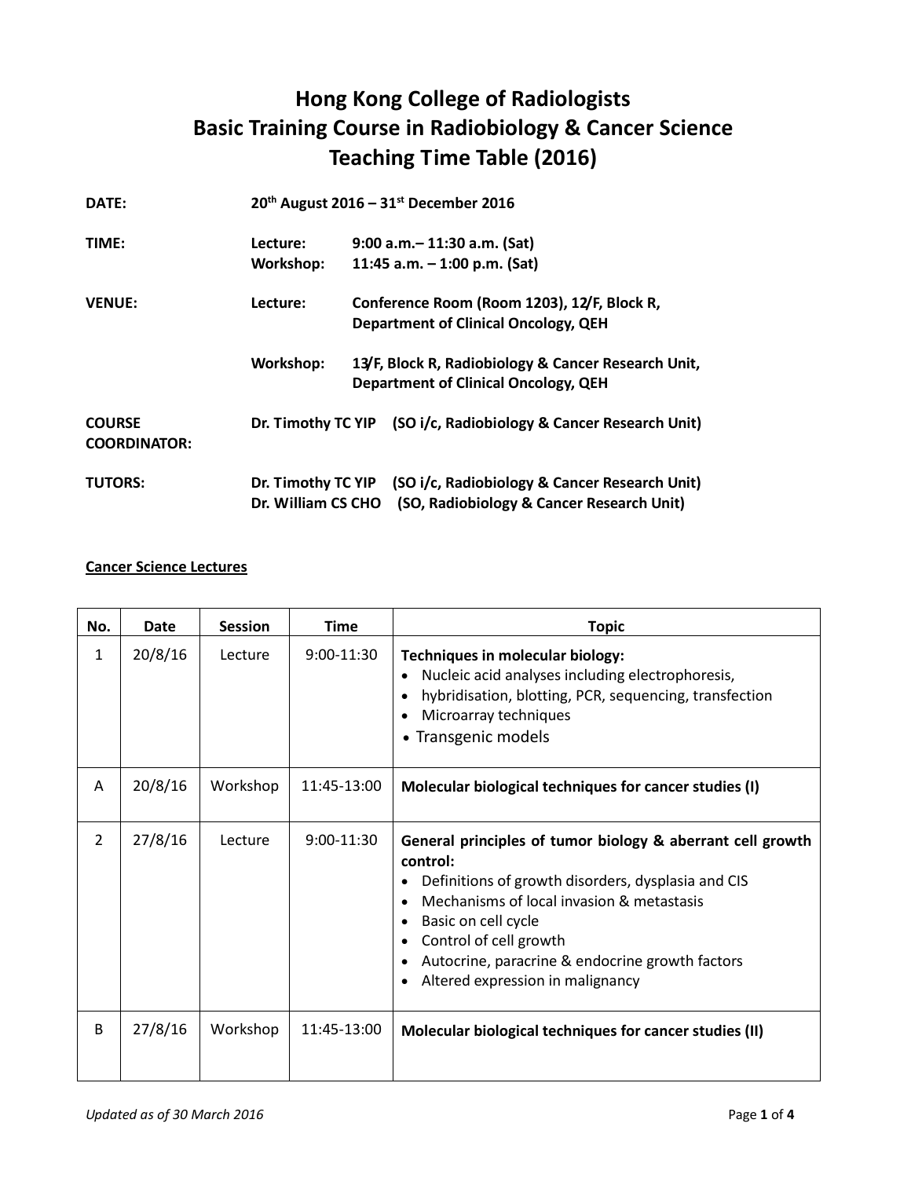# Hong Kong College of Radiologists
# Basic Training Course in Radiobiology & Cancer Science
# Teaching Time Table (2016)

**DATE:** **20th August 2016 – 31st December 2016**

**TIME:**
- **Lecture:** **9:00 a.m.– 11:30 a.m. (Sat)**
- **Workshop:** **11:45 a.m. – 1:00 p.m. (Sat)**

**VENUE:**
- **Lecture:** **Conference Room (Room 1203), 12/F, Block R, Department of Clinical Oncology, QEH**
- **Workshop:** **13/F, Block R, Radiobiology & Cancer Research Unit, Department of Clinical Oncology, QEH**

**COURSE COORDINATOR:** **Dr. Timothy TC YIP (SO i/c, Radiobiology & Cancer Research Unit)**

**TUTORS:**
- **Dr. Timothy TC YIP (SO i/c, Radiobiology & Cancer Research Unit)**
- **Dr. William CS CHO (SO, Radiobiology & Cancer Research Unit)**

**Cancer Science Lectures**

| No. | Date | Session | Time | Topic |
|---|---|---|---|---|
| 1 | 20/8/16 | Lecture | 9:00-11:30 | **Techniques in molecular biology:**<br>• Nucleic acid analyses including electrophoresis,<br>• hybridisation, blotting, PCR, sequencing, transfection<br>• Microarray techniques<br>• Transgenic models |
| A | 20/8/16 | Workshop | 11:45-13:00 | **Molecular biological techniques for cancer studies (I)** |
| 2 | 27/8/16 | Lecture | 9:00-11:30 | **General principles of tumor biology & aberrant cell growth control:**<br>• Definitions of growth disorders, dysplasia and CIS<br>• Mechanisms of local invasion & metastasis<br>• Basic on cell cycle<br>• Control of cell growth<br>• Autocrine, paracrine & endocrine growth factors<br>• Altered expression in malignancy |
| B | 27/8/16 | Workshop | 11:45-13:00 | **Molecular biological techniques for cancer studies (II)** |

*Updated as of 30 March 2016*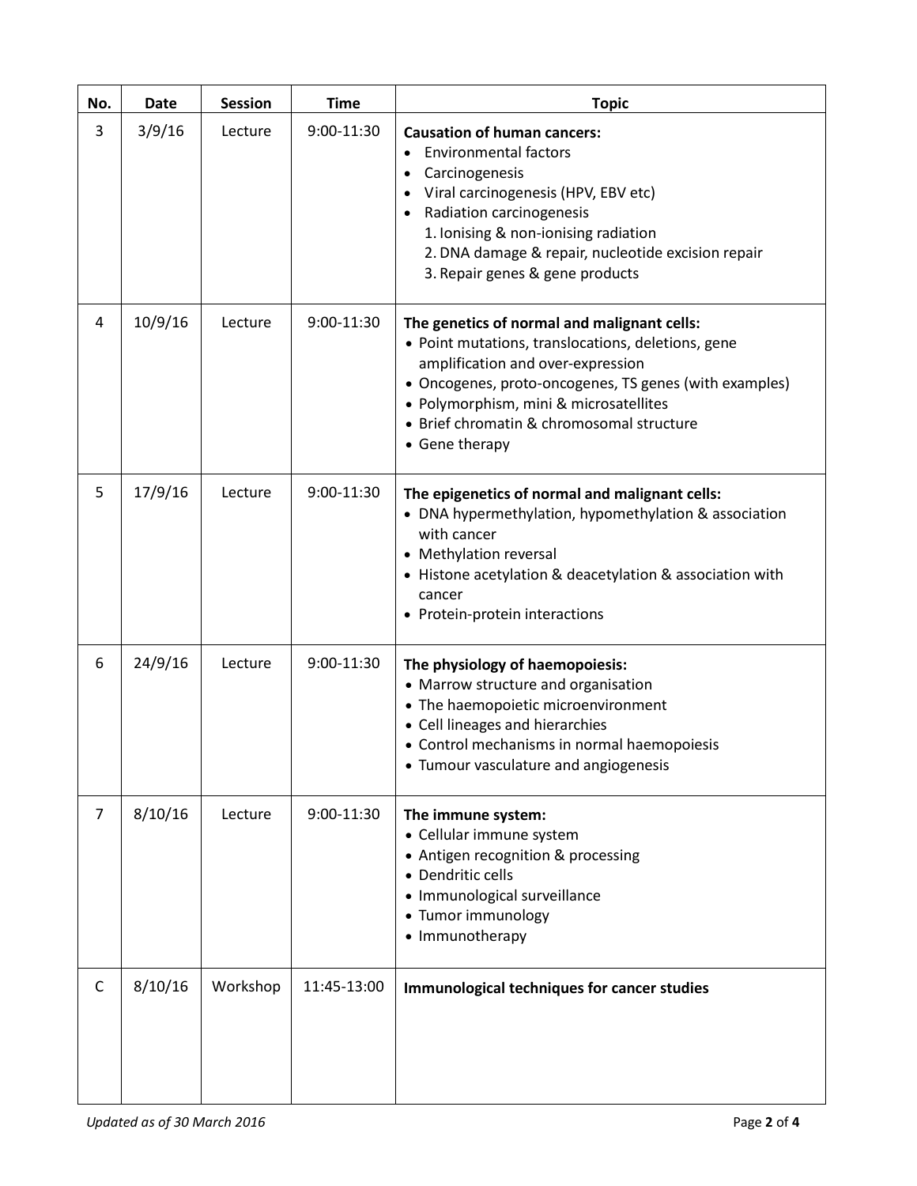| No. | Date | Session | Time | Topic |
|---|---|---|---|---|
| 3 | 3/9/16 | Lecture | 9:00-11:30 | **Causation of human cancers:**<br>• Environmental factors<br>• Carcinogenesis<br>• Viral carcinogenesis (HPV, EBV etc)<br>• Radiation carcinogenesis<br>1. Ionising & non-ionising radiation<br>2. DNA damage & repair, nucleotide excision repair<br>3. Repair genes & gene products |
| 4 | 10/9/16 | Lecture | 9:00-11:30 | **The genetics of normal and malignant cells:**<br>• Point mutations, translocations, deletions, gene amplification and over-expression<br>• Oncogenes, proto-oncogenes, TS genes (with examples)<br>• Polymorphism, mini & microsatellites<br>• Brief chromatin & chromosomal structure<br>• Gene therapy |
| 5 | 17/9/16 | Lecture | 9:00-11:30 | **The epigenetics of normal and malignant cells:**<br>• DNA hypermethylation, hypomethylation & association with cancer<br>• Methylation reversal<br>• Histone acetylation & deacetylation & association with cancer<br>• Protein-protein interactions |
| 6 | 24/9/16 | Lecture | 9:00-11:30 | **The physiology of haemopoiesis:**<br>• Marrow structure and organisation<br>• The haemopoietic microenvironment<br>• Cell lineages and hierarchies<br>• Control mechanisms in normal haemopoiesis<br>• Tumour vasculature and angiogenesis |
| 7 | 8/10/16 | Lecture | 9:00-11:30 | **The immune system:**<br>• Cellular immune system<br>• Antigen recognition & processing<br>• Dendritic cells<br>• Immunological surveillance<br>• Tumor immunology<br>• Immunotherapy |
| C | 8/10/16 | Workshop | 11:45-13:00 | **Immunological techniques for cancer studies** |

*Updated as of 30 March 2016*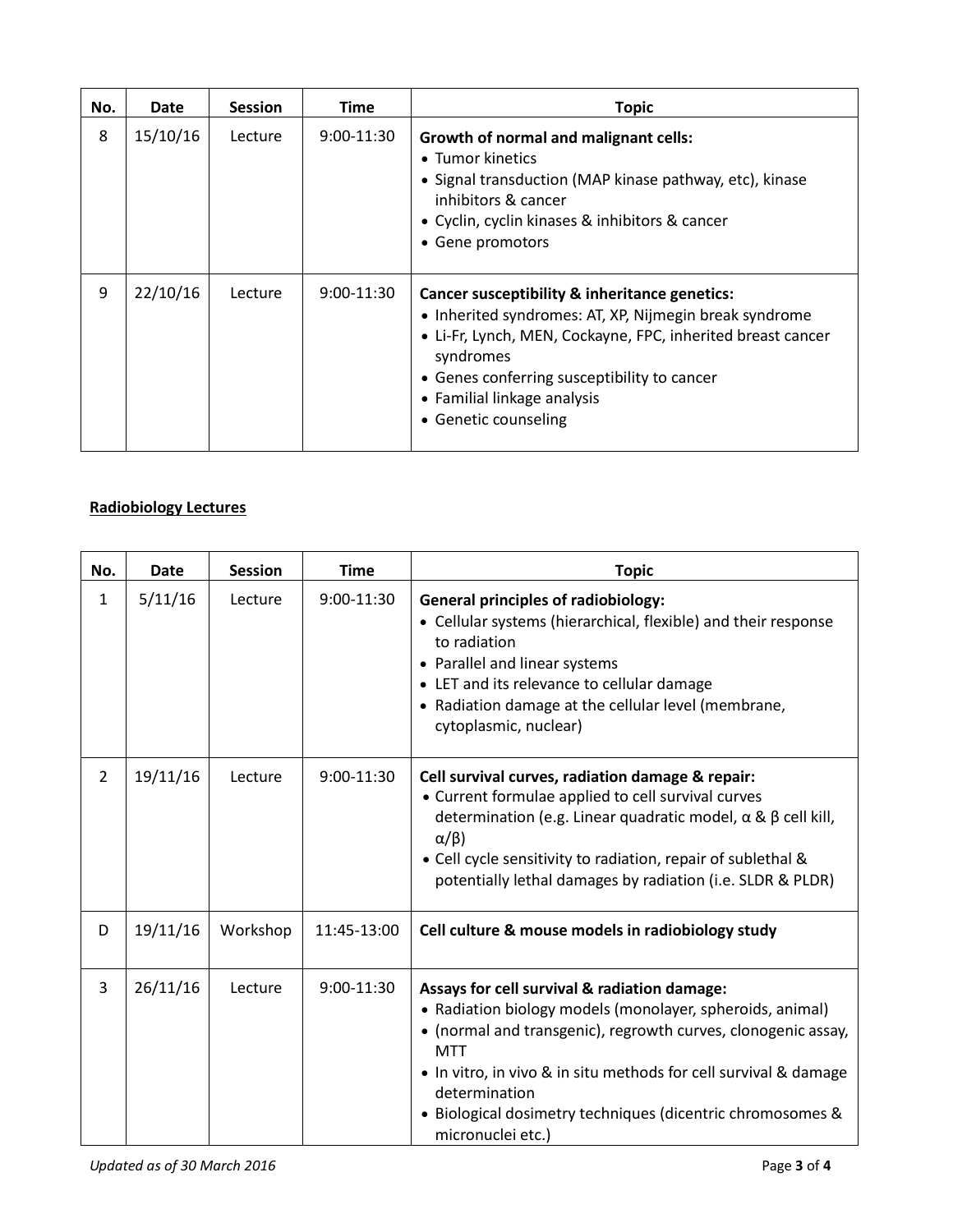| No. | Date | Session | Time | Topic |
|---|---|---|---|---|
| 8 | 15/10/16 | Lecture | 9:00-11:30 | **Growth of normal and malignant cells:**<br>• Tumor kinetics<br>• Signal transduction (MAP kinase pathway, etc), kinase inhibitors & cancer<br>• Cyclin, cyclin kinases & inhibitors & cancer<br>• Gene promotors |
| 9 | 22/10/16 | Lecture | 9:00-11:30 | **Cancer susceptibility & inheritance genetics:**<br>• Inherited syndromes: AT, XP, Nijmegin break syndrome<br>• Li-Fr, Lynch, MEN, Cockayne, FPC, inherited breast cancer syndromes<br>• Genes conferring susceptibility to cancer<br>• Familial linkage analysis<br>• Genetic counseling |

**Radiobiology Lectures**

| No. | Date | Session | Time | Topic |
|---|---|---|---|---|
| 1 | 5/11/16 | Lecture | 9:00-11:30 | **General principles of radiobiology:**<br>• Cellular systems (hierarchical, flexible) and their response to radiation<br>• Parallel and linear systems<br>• LET and its relevance to cellular damage<br>• Radiation damage at the cellular level (membrane, cytoplasmic, nuclear) |
| 2 | 19/11/16 | Lecture | 9:00-11:30 | **Cell survival curves, radiation damage & repair:**<br>• Current formulae applied to cell survival curves determination (e.g. Linear quadratic model, $\alpha$ & $\beta$ cell kill, $\alpha/\beta$)<br>• Cell cycle sensitivity to radiation, repair of sublethal & potentially lethal damages by radiation (i.e. SLDR & PLDR) |
| D | 19/11/16 | Workshop | 11:45-13:00 | **Cell culture & mouse models in radiobiology study** |
| 3 | 26/11/16 | Lecture | 9:00-11:30 | **Assays for cell survival & radiation damage:**<br>• Radiation biology models (monolayer, spheroids, animal)<br>• (normal and transgenic), regrowth curves, clonogenic assay, MTT<br>• In vitro, in vivo & in situ methods for cell survival & damage determination<br>• Biological dosimetry techniques (dicentric chromosomes & micronuclei etc.) |

*Updated as of 30 March 2016*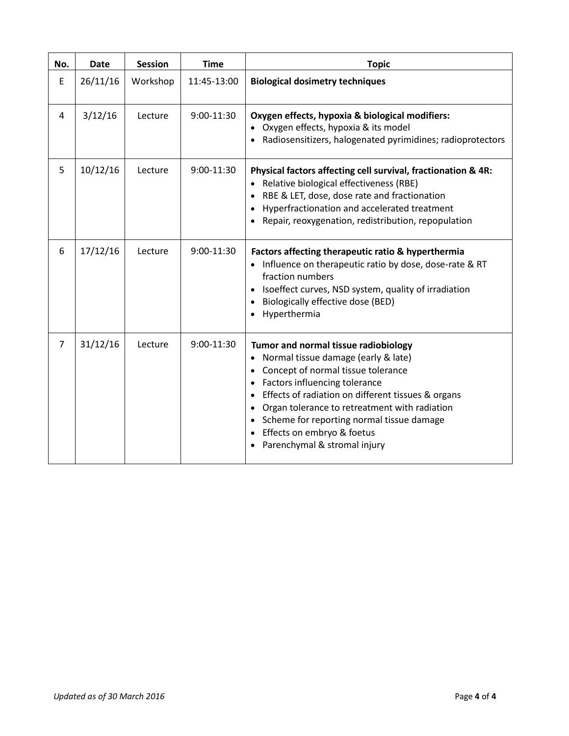| No. | Date | Session | Time | Topic |
|---|---|---|---|---|
| E | 26/11/16 | Workshop | 11:45-13:00 | **Biological dosimetry techniques** |
| 4 | 3/12/16 | Lecture | 9:00-11:30 | **Oxygen effects, hypoxia & biological modifiers:**<br>• Oxygen effects, hypoxia & its model<br>• Radiosensitizers, halogenated pyrimidines; radioprotectors |
| 5 | 10/12/16 | Lecture | 9:00-11:30 | **Physical factors affecting cell survival, fractionation & 4R:**<br>• Relative biological effectiveness (RBE)<br>• RBE & LET, dose, dose rate and fractionation<br>• Hyperfractionation and accelerated treatment<br>• Repair, reoxygenation, redistribution, repopulation |
| 6 | 17/12/16 | Lecture | 9:00-11:30 | **Factors affecting therapeutic ratio & hyperthermia**<br>• Influence on therapeutic ratio by dose, dose-rate & RT fraction numbers<br>• Isoeffect curves, NSD system, quality of irradiation<br>• Biologically effective dose (BED)<br>• Hyperthermia |
| 7 | 31/12/16 | Lecture | 9:00-11:30 | **Tumor and normal tissue radiobiology**<br>• Normal tissue damage (early & late)<br>• Concept of normal tissue tolerance<br>• Factors influencing tolerance<br>• Effects of radiation on different tissues & organs<br>• Organ tolerance to retreatment with radiation<br>• Scheme for reporting normal tissue damage<br>• Effects on embryo & foetus<br>• Parenchymal & stromal injury |

*Updated as of 30 March 2016*